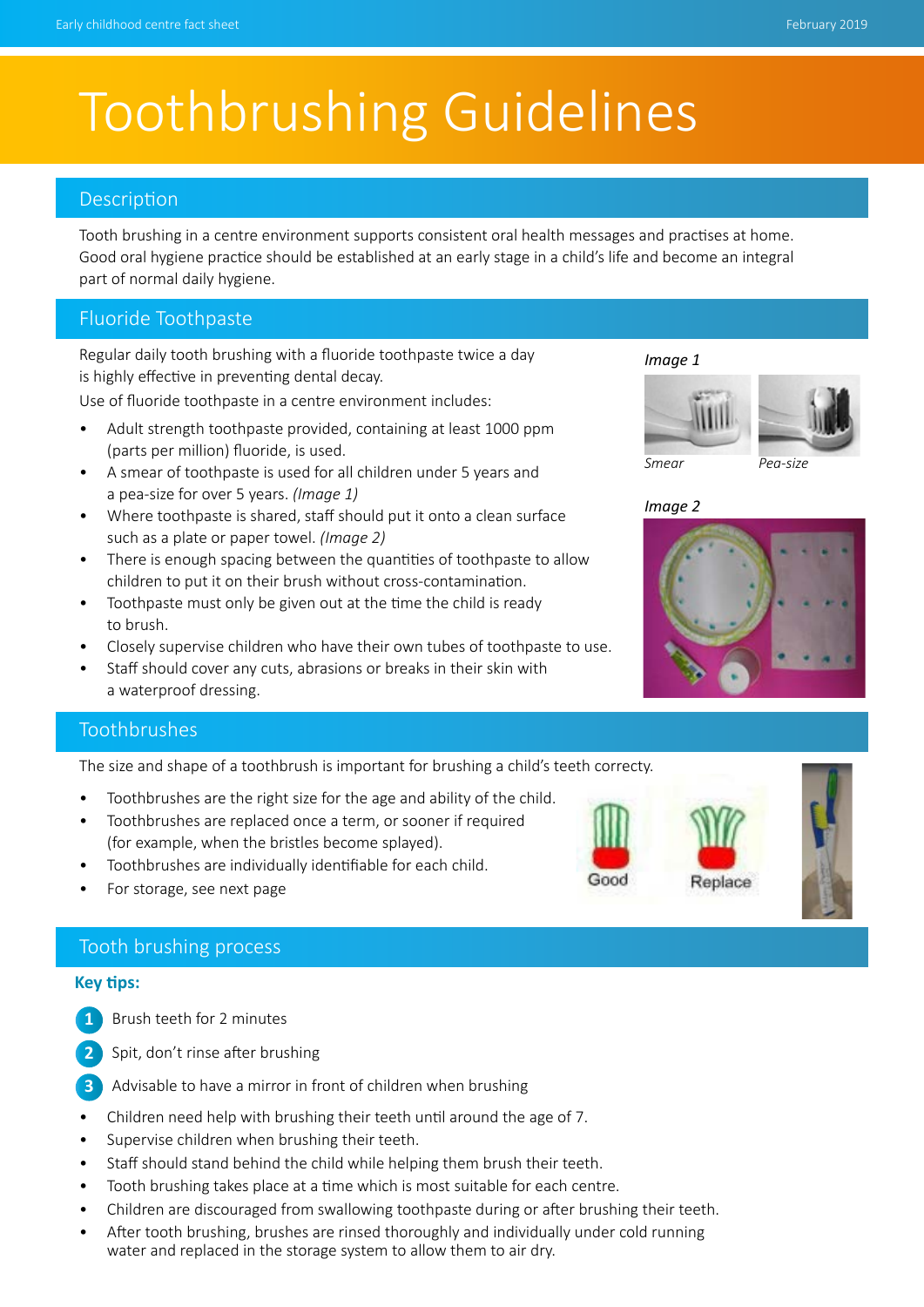# Toothbrushing Guidelines

## Description

Tooth brushing in a centre environment supports consistent oral health messages and practises at home. Good oral hygiene practice should be established at an early stage in a child's life and become an integral part of normal daily hygiene.

## Fluoride Toothpaste

Regular daily tooth brushing with a fluoride toothpaste twice a day is highly effective in preventing dental decay.

Use of fluoride toothpaste in a centre environment includes:

- Adult strength toothpaste provided, containing at least 1000 ppm (parts per million) fluoride, is used.
- A smear of toothpaste is used for all children under 5 years and a pea-size for over 5 years. *(Image 1)*
- Where toothpaste is shared, staff should put it onto a clean surface such as a plate or paper towel. *(Image 2)*
- There is enough spacing between the quantities of toothpaste to allow children to put it on their brush without cross-contamination.
- Toothpaste must only be given out at the time the child is ready to brush.
- Closely supervise children who have their own tubes of toothpaste to use.
- Staff should cover any cuts, abrasions or breaks in their skin with a waterproof dressing.

*Image 1*

*Smear* *Pea-size*

*Image 2*

## Toothbrushes

The size and shape of a toothbrush is important for brushing a child's teeth correcty.

- Toothbrushes are the right size for the age and ability of the child.
- Toothbrushes are replaced once a term, or sooner if required (for example, when the bristles become splayed).
- Toothbrushes are individually identifiable for each child.
- For storage, see next page

Good Replace

## Tooth brushing process

**Key tips:**

1. Brush teeth for 2 minutes
2. Spit, don't rinse after brushing
3. Advisable to have a mirror in front of children when brushing

- Children need help with brushing their teeth until around the age of 7.
- Supervise children when brushing their teeth.
- Staff should stand behind the child while helping them brush their teeth.
- Tooth brushing takes place at a time which is most suitable for each centre.
- Children are discouraged from swallowing toothpaste during or after brushing their teeth.
- After tooth brushing, brushes are rinsed thoroughly and individually under cold running water and replaced in the storage system to allow them to air dry.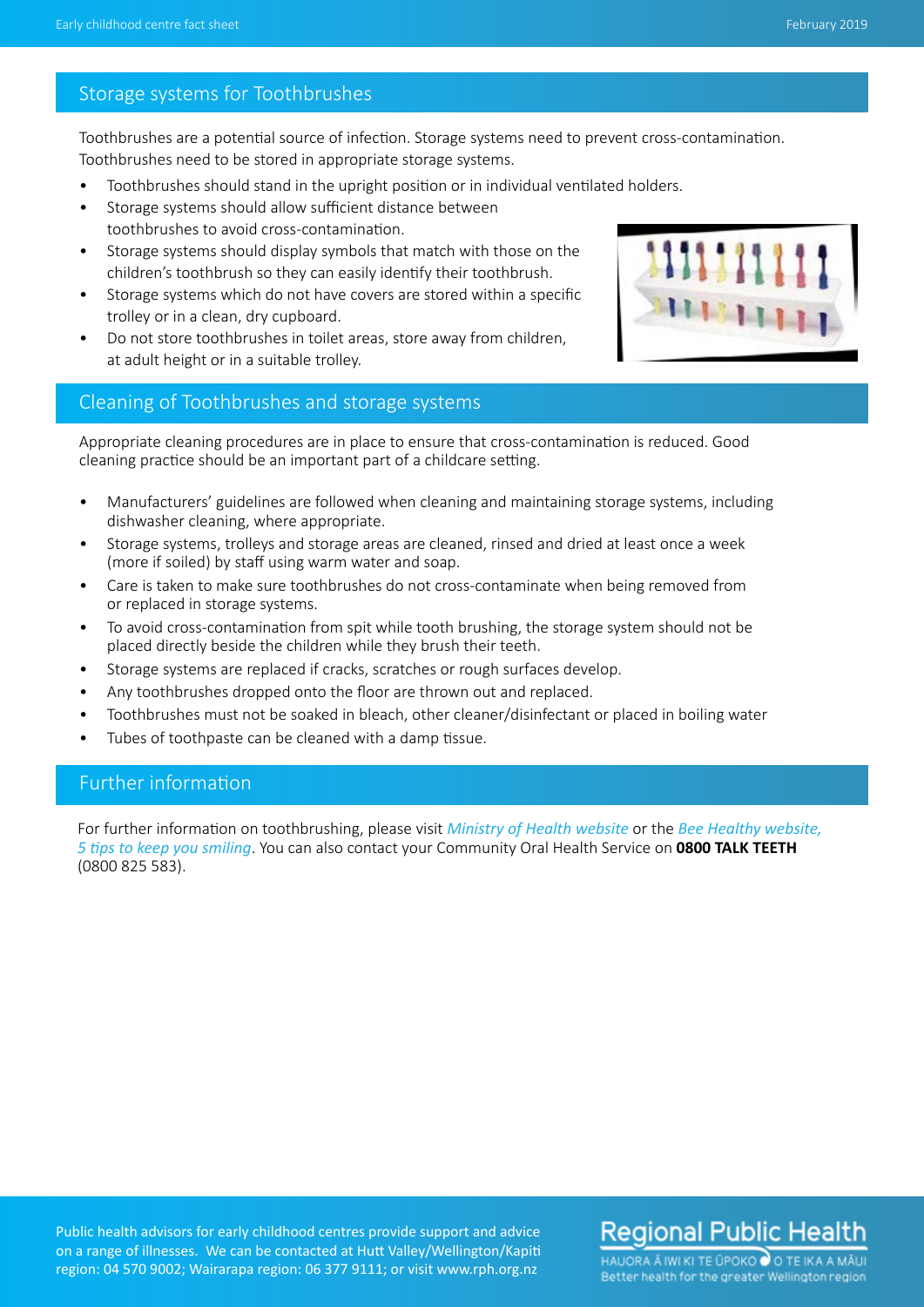## Storage systems for Toothbrushes

Toothbrushes are a potential source of infection. Storage systems need to prevent cross-contamination. Toothbrushes need to be stored in appropriate storage systems.

- Toothbrushes should stand in the upright position or in individual ventilated holders.
- Storage systems should allow sufficient distance between toothbrushes to avoid cross-contamination.
- Storage systems should display symbols that match with those on the children's toothbrush so they can easily identify their toothbrush.
- Storage systems which do not have covers are stored within a specific trolley or in a clean, dry cupboard.
- Do not store toothbrushes in toilet areas, store away from children, at adult height or in a suitable trolley.

## Cleaning of Toothbrushes and storage systems

Appropriate cleaning procedures are in place to ensure that cross-contamination is reduced. Good cleaning practice should be an important part of a childcare setting.

- Manufacturers' guidelines are followed when cleaning and maintaining storage systems, including dishwasher cleaning, where appropriate.
- Storage systems, trolleys and storage areas are cleaned, rinsed and dried at least once a week (more if soiled) by staff using warm water and soap.
- Care is taken to make sure toothbrushes do not cross-contaminate when being removed from or replaced in storage systems.
- To avoid cross-contamination from spit while tooth brushing, the storage system should not be placed directly beside the children while they brush their teeth.
- Storage systems are replaced if cracks, scratches or rough surfaces develop.
- Any toothbrushes dropped onto the floor are thrown out and replaced.
- Toothbrushes must not be soaked in bleach, other cleaner/disinfectant or placed in boiling water
- Tubes of toothpaste can be cleaned with a damp tissue.

## Further information

For further information on toothbrushing, please visit *Ministry of Health website* or the *Bee Healthy website, 5 tips to keep you smiling*. You can also contact your Community Oral Health Service on **0800 TALK TEETH** (0800 825 583).

Public health advisors for early childhood centres provide support and advice on a range of illnesses. We can be contacted at Hutt Valley/Wellington/Kapiti region: 04 570 9002; Wairarapa region: 06 377 9111; or visit www.rph.org.nz

Regional Public Health
HAUORA Ā IWI KI TE ŪPOKO O TE IKA A MĀUI
Better health for the greater Wellington region